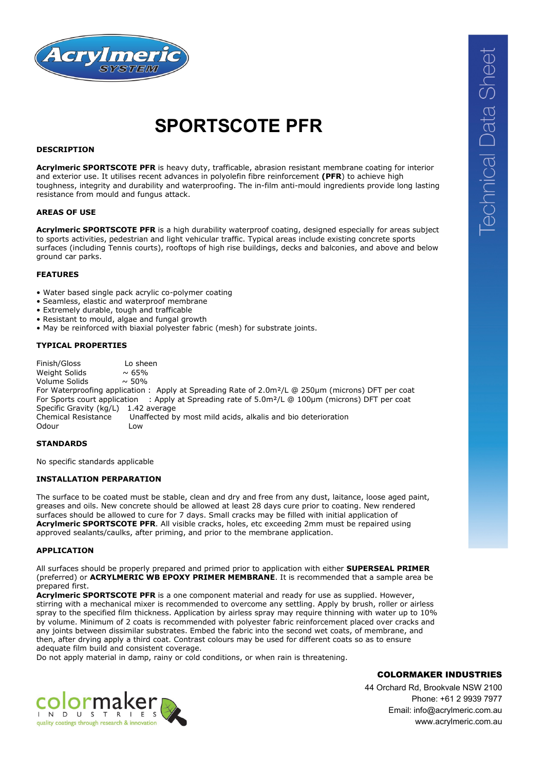# SPORTSCOTE PFR

## DESCRIPTION

**Acrylmeric SPORTSCOTE PFR** is heavy duty, trafficable, abrasion resistant membrane coating for interior and exterior use. It utilises recent advances in polyolefin fibre reinforcement **(PFR)** to achieve high toughness, integrity and durability and waterproofing. The in-film anti-mould ingredients provide long lasting resistance from mould and fungus attack.

## AREAS OF USE

**Acrylmeric SPORTSCOTE PFR** is a high durability waterproof coating, designed especially for areas subject to sports activities, pedestrian and light vehicular traffic. Typical areas include existing concrete sports surfaces (including Tennis courts), rooftops of high rise buildings, decks and balconies, and above and below ground car parks.

## FEATURES

- Water based single pack acrylic co-polymer coating
- Seamless, elastic and waterproof membrane
- Extremely durable, tough and trafficable
- Resistant to mould, algae and fungal growth
- May be reinforced with biaxial polyester fabric (mesh) for substrate joints.

## TYPICAL PROPERTIES

Finish/Gloss: Lo sheen
Weight Solids: ~ 65%
Volume Solids: ~ 50%
For Waterproofing application : Apply at Spreading Rate of 2.0m²/L @ 250µm (microns) DFT per coat
For Sports court application : Apply at Spreading rate of 5.0m²/L @ 100µm (microns) DFT per coat
Specific Gravity (kg/L): 1.42 average
Chemical Resistance: Unaffected by most mild acids, alkalis and bio deterioration
Odour: Low

## STANDARDS

No specific standards applicable

## INSTALLATION PERPARATION

The surface to be coated must be stable, clean and dry and free from any dust, laitance, loose aged paint, greases and oils. New concrete should be allowed at least 28 days cure prior to coating. New rendered surfaces should be allowed to cure for 7 days. Small cracks may be filled with initial application of **Acrylmeric SPORTSCOTE PFR**. All visible cracks, holes, etc exceeding 2mm must be repaired using approved sealants/caulks, after priming, and prior to the membrane application.

## APPLICATION

All surfaces should be properly prepared and primed prior to application with either **SUPERSEAL PRIMER** (preferred) or **ACRYLMERIC WB EPOXY PRIMER MEMBRANE**. It is recommended that a sample area be prepared first.

**Acrylmeric SPORTSCOTE PFR** is a one component material and ready for use as supplied. However, stirring with a mechanical mixer is recommended to overcome any settling. Apply by brush, roller or airless spray to the specified film thickness. Application by airless spray may require thinning with water up to 10% by volume. Minimum of 2 coats is recommended with polyester fabric reinforcement placed over cracks and any joints between dissimilar substrates. Embed the fabric into the second wet coats, of membrane, and then, after drying apply a third coat. Contrast colours may be used for different coats so as to ensure adequate film build and consistent coverage.

Do not apply material in damp, rainy or cold conditions, or when rain is threatening.

**COLORMAKER INDUSTRIES**
44 Orchard Rd, Brookvale NSW 2100
Phone: +61 2 9939 7977
Email: info@acrylmeric.com.au
www.acrylmeric.com.au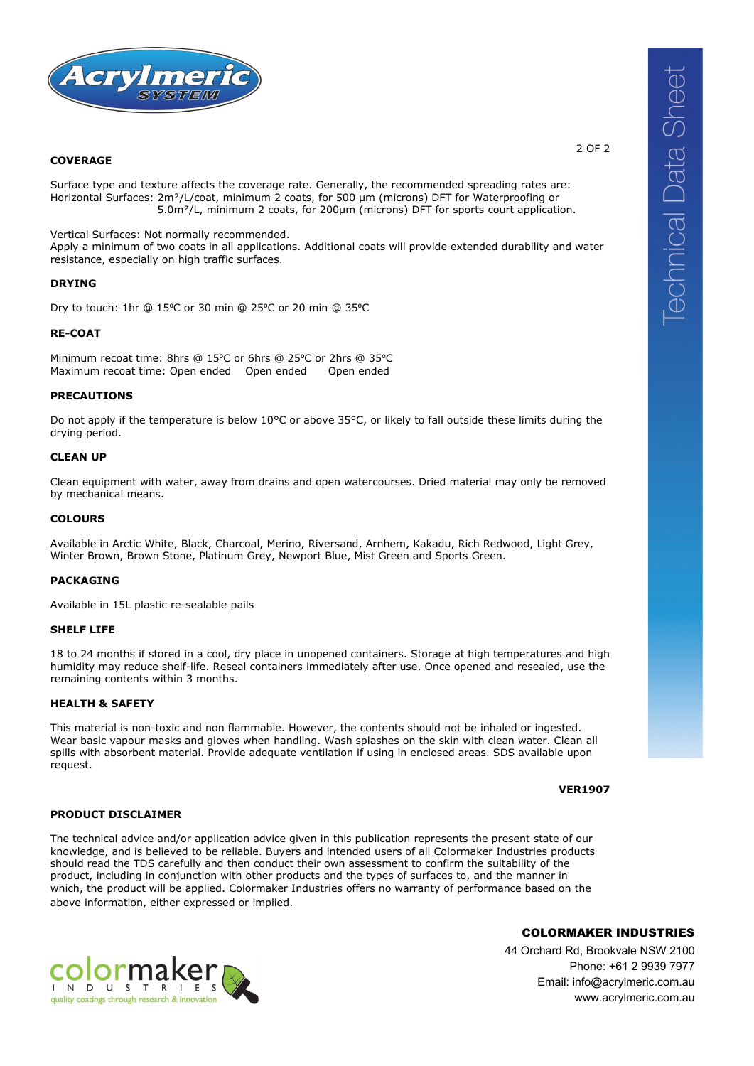## COVERAGE

Surface type and texture affects the coverage rate. Generally, the recommended spreading rates are:
Horizontal Surfaces: 2m²/L/coat, minimum 2 coats, for 500 µm (microns) DFT for Waterproofing or
5.0m²/L, minimum 2 coats, for 200µm (microns) DFT for sports court application.

Vertical Surfaces: Not normally recommended.
Apply a minimum of two coats in all applications. Additional coats will provide extended durability and water resistance, especially on high traffic surfaces.

## DRYING

Dry to touch: 1hr @ 15ºC or 30 min @ 25ºC or 20 min @ 35ºC

## RE-COAT

Minimum recoat time: 8hrs @ 15ºC or 6hrs @ 25ºC or 2hrs @ 35ºC
Maximum recoat time: Open ended    Open ended    Open ended

## PRECAUTIONS

Do not apply if the temperature is below 10°C or above 35°C, or likely to fall outside these limits during the drying period.

## CLEAN UP

Clean equipment with water, away from drains and open watercourses. Dried material may only be removed by mechanical means.

## COLOURS

Available in Arctic White, Black, Charcoal, Merino, Riversand, Arnhem, Kakadu, Rich Redwood, Light Grey, Winter Brown, Brown Stone, Platinum Grey, Newport Blue, Mist Green and Sports Green.

## PACKAGING

Available in 15L plastic re-sealable pails

## SHELF LIFE

18 to 24 months if stored in a cool, dry place in unopened containers. Storage at high temperatures and high humidity may reduce shelf-life. Reseal containers immediately after use. Once opened and resealed, use the remaining contents within 3 months.

## HEALTH & SAFETY

This material is non-toxic and non flammable. However, the contents should not be inhaled or ingested. Wear basic vapour masks and gloves when handling. Wash splashes on the skin with clean water. Clean all spills with absorbent material. Provide adequate ventilation if using in enclosed areas. SDS available upon request.

**VER1907**

## PRODUCT DISCLAIMER

The technical advice and/or application advice given in this publication represents the present state of our knowledge, and is believed to be reliable. Buyers and intended users of all Colormaker Industries products should read the TDS carefully and then conduct their own assessment to confirm the suitability of the product, including in conjunction with other products and the types of surfaces to, and the manner in which, the product will be applied. Colormaker Industries offers no warranty of performance based on the above information, either expressed or implied.

**COLORMAKER INDUSTRIES**
44 Orchard Rd, Brookvale NSW 2100
Phone: +61 2 9939 7977
Email: info@acrylmeric.com.au
www.acrylmeric.com.au